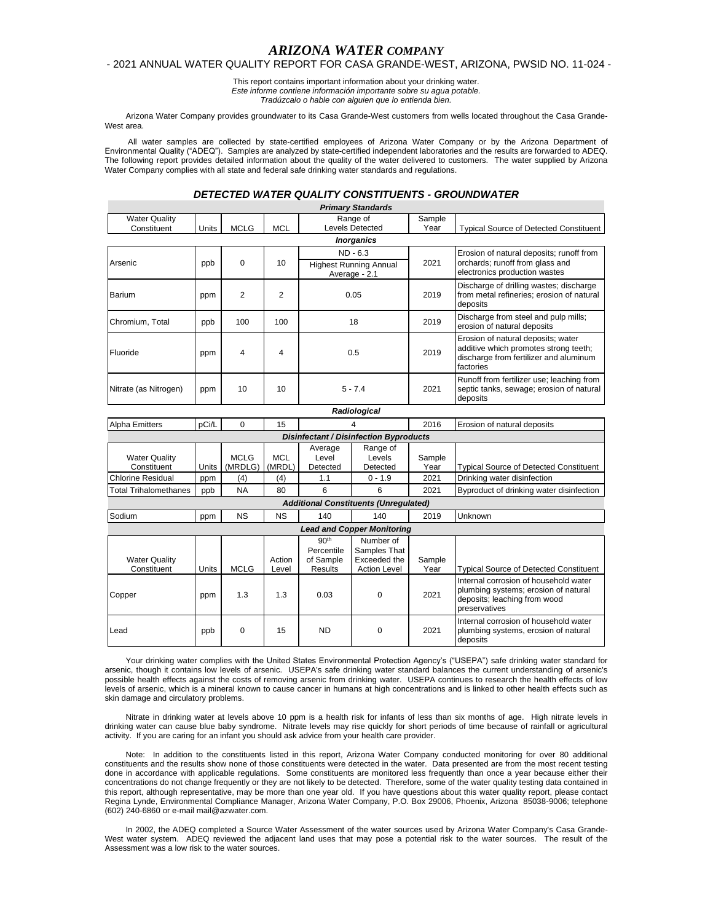# *ARIZONA WATER COMPANY*

## - 2021 ANNUAL WATER QUALITY REPORT FOR CASA GRANDE-WEST, ARIZONA, PWSID NO. 11-024 -

This report contains important information about your drinking water.
*Este informe contiene información importante sobre su agua potable.*
*Tradúzcalo o hable con alguien que lo entienda bien.*

Arizona Water Company provides groundwater to its Casa Grande-West customers from wells located throughout the Casa Grande-West area.

All water samples are collected by state-certified employees of Arizona Water Company or by the Arizona Department of Environmental Quality ("ADEQ"). Samples are analyzed by state-certified independent laboratories and the results are forwarded to ADEQ. The following report provides detailed information about the quality of the water delivered to customers. The water supplied by Arizona Water Company complies with all state and federal safe drinking water standards and regulations.

### *DETECTED WATER QUALITY CONSTITUENTS - GROUNDWATER*

| ***Primary Standards*** | | | | | | | |
|---|---|---|---|---|---|---|---|
| Water Quality Constituent | Units | MCLG | MCL | Range of Levels Detected | | Sample Year | Typical Source of Detected Constituent |
| ***Inorganics*** | | | | | | | |
| Arsenic | ppb | 0 | 10 | ND - 6.3; Highest Running Annual Average - 2.1 | | 2021 | Erosion of natural deposits; runoff from orchards; runoff from glass and electronics production wastes |
| Barium | ppm | 2 | 2 | 0.05 | | 2019 | Discharge of drilling wastes; discharge from metal refineries; erosion of natural deposits |
| Chromium, Total | ppb | 100 | 100 | 18 | | 2019 | Discharge from steel and pulp mills; erosion of natural deposits |
| Fluoride | ppm | 4 | 4 | 0.5 | | 2019 | Erosion of natural deposits; water additive which promotes strong teeth; discharge from fertilizer and aluminum factories |
| Nitrate (as Nitrogen) | ppm | 10 | 10 | 5 - 7.4 | | 2021 | Runoff from fertilizer use; leaching from septic tanks, sewage; erosion of natural deposits |
| ***Radiological*** | | | | | | | |
| Alpha Emitters | pCi/L | 0 | 15 | 4 | | 2016 | Erosion of natural deposits |
| ***Disinfectant / Disinfection Byproducts*** | | | | | | | |
| Water Quality Constituent | Units | MCLG (MRDLG) | MCL (MRDL) | Average Level Detected | Range of Levels Detected | Sample Year | Typical Source of Detected Constituent |
| Chlorine Residual | ppm | (4) | (4) | 1.1 | 0 - 1.9 | 2021 | Drinking water disinfection |
| Total Trihalomethanes | ppb | NA | 80 | 6 | 6 | 2021 | Byproduct of drinking water disinfection |
| ***Additional Constituents (Unregulated)*** | | | | | | | |
| Sodium | ppm | NS | NS | 140 | 140 | 2019 | Unknown |
| ***Lead and Copper Monitoring*** | | | | | | | |
| Water Quality Constituent | Units | MCLG | Action Level | 90th Percentile of Sample Results | Number of Samples That Exceeded the Action Level | Sample Year | Typical Source of Detected Constituent |
| Copper | ppm | 1.3 | 1.3 | 0.03 | 0 | 2021 | Internal corrosion of household water plumbing systems; erosion of natural deposits; leaching from wood preservatives |
| Lead | ppb | 0 | 15 | ND | 0 | 2021 | Internal corrosion of household water plumbing systems, erosion of natural deposits |

Your drinking water complies with the United States Environmental Protection Agency's ("USEPA") safe drinking water standard for arsenic, though it contains low levels of arsenic. USEPA's safe drinking water standard balances the current understanding of arsenic's possible health effects against the costs of removing arsenic from drinking water. USEPA continues to research the health effects of low levels of arsenic, which is a mineral known to cause cancer in humans at high concentrations and is linked to other health effects such as skin damage and circulatory problems.

Nitrate in drinking water at levels above 10 ppm is a health risk for infants of less than six months of age. High nitrate levels in drinking water can cause blue baby syndrome. Nitrate levels may rise quickly for short periods of time because of rainfall or agricultural activity. If you are caring for an infant you should ask advice from your health care provider.

Note: In addition to the constituents listed in this report, Arizona Water Company conducted monitoring for over 80 additional constituents and the results show none of those constituents were detected in the water. Data presented are from the most recent testing done in accordance with applicable regulations. Some constituents are monitored less frequently than once a year because either their concentrations do not change frequently or they are not likely to be detected. Therefore, some of the water quality testing data contained in this report, although representative, may be more than one year old. If you have questions about this water quality report, please contact Regina Lynde, Environmental Compliance Manager, Arizona Water Company, P.O. Box 29006, Phoenix, Arizona 85038-9006; telephone (602) 240-6860 or e-mail mail@azwater.com.

In 2002, the ADEQ completed a Source Water Assessment of the water sources used by Arizona Water Company's Casa Grande-West water system. ADEQ reviewed the adjacent land uses that may pose a potential risk to the water sources. The result of the Assessment was a low risk to the water sources.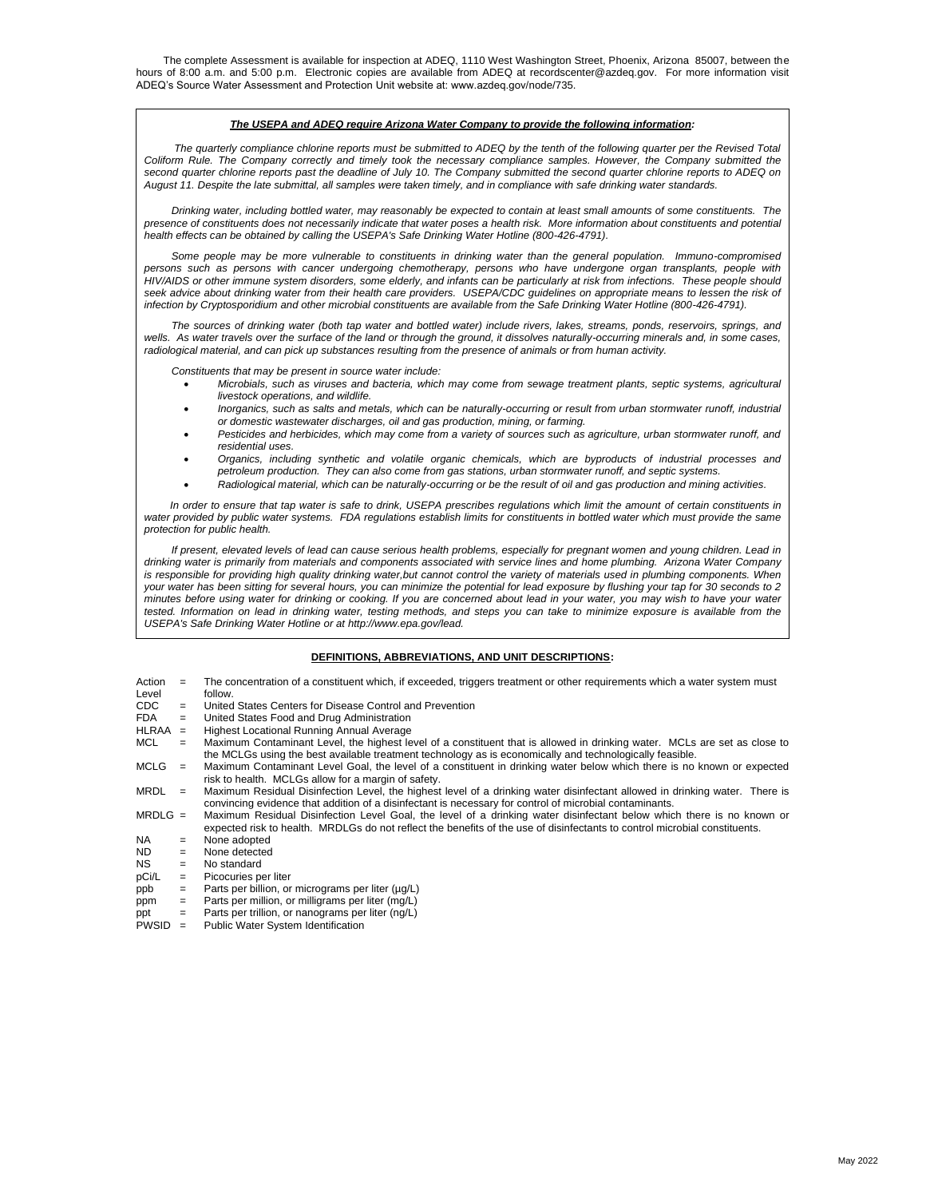The complete Assessment is available for inspection at ADEQ, 1110 West Washington Street, Phoenix, Arizona 85007, between the hours of 8:00 a.m. and 5:00 p.m. Electronic copies are available from ADEQ at recordscenter@azdeq.gov. For more information visit ADEQ's Source Water Assessment and Protection Unit website at: www.azdeq.gov/node/735.

***<u>The USEPA and ADEQ require Arizona Water Company to provide the following information</u>:***

*The quarterly compliance chlorine reports must be submitted to ADEQ by the tenth of the following quarter per the Revised Total Coliform Rule. The Company correctly and timely took the necessary compliance samples. However, the Company submitted the second quarter chlorine reports past the deadline of July 10. The Company submitted the second quarter chlorine reports to ADEQ on August 11. Despite the late submittal, all samples were taken timely, and in compliance with safe drinking water standards.*

*Drinking water, including bottled water, may reasonably be expected to contain at least small amounts of some constituents. The presence of constituents does not necessarily indicate that water poses a health risk. More information about constituents and potential health effects can be obtained by calling the USEPA's Safe Drinking Water Hotline (800-426-4791).*

*Some people may be more vulnerable to constituents in drinking water than the general population. Immuno-compromised persons such as persons with cancer undergoing chemotherapy, persons who have undergone organ transplants, people with HIV/AIDS or other immune system disorders, some elderly, and infants can be particularly at risk from infections. These people should seek advice about drinking water from their health care providers. USEPA/CDC guidelines on appropriate means to lessen the risk of infection by Cryptosporidium and other microbial constituents are available from the Safe Drinking Water Hotline (800-426-4791).*

*The sources of drinking water (both tap water and bottled water) include rivers, lakes, streams, ponds, reservoirs, springs, and wells. As water travels over the surface of the land or through the ground, it dissolves naturally-occurring minerals and, in some cases, radiological material, and can pick up substances resulting from the presence of animals or from human activity.*

*Constituents that may be present in source water include:*

- *Microbials, such as viruses and bacteria, which may come from sewage treatment plants, septic systems, agricultural livestock operations, and wildlife.*
- *Inorganics, such as salts and metals, which can be naturally-occurring or result from urban stormwater runoff, industrial or domestic wastewater discharges, oil and gas production, mining, or farming.*
- *Pesticides and herbicides, which may come from a variety of sources such as agriculture, urban stormwater runoff, and residential uses.*
- *Organics, including synthetic and volatile organic chemicals, which are byproducts of industrial processes and petroleum production. They can also come from gas stations, urban stormwater runoff, and septic systems.*
- *Radiological material, which can be naturally-occurring or be the result of oil and gas production and mining activities.*

*In order to ensure that tap water is safe to drink, USEPA prescribes regulations which limit the amount of certain constituents in water provided by public water systems. FDA regulations establish limits for constituents in bottled water which must provide the same protection for public health.*

*If present, elevated levels of lead can cause serious health problems, especially for pregnant women and young children. Lead in drinking water is primarily from materials and components associated with service lines and home plumbing. Arizona Water Company is responsible for providing high quality drinking water,but cannot control the variety of materials used in plumbing components. When your water has been sitting for several hours, you can minimize the potential for lead exposure by flushing your tap for 30 seconds to 2 minutes before using water for drinking or cooking. If you are concerned about lead in your water, you may wish to have your water tested. Information on lead in drinking water, testing methods, and steps you can take to minimize exposure is available from the USEPA's Safe Drinking Water Hotline or at http://www.epa.gov/lead.*

**<u>DEFINITIONS, ABBREVIATIONS, AND UNIT DESCRIPTIONS</u>:**

| | | |
|---|---|---|
| Action Level | = | The concentration of a constituent which, if exceeded, triggers treatment or other requirements which a water system must follow. |
| CDC | = | United States Centers for Disease Control and Prevention |
| FDA | = | United States Food and Drug Administration |
| HLRAA | = | Highest Locational Running Annual Average |
| MCL | = | Maximum Contaminant Level, the highest level of a constituent that is allowed in drinking water. MCLs are set as close to the MCLGs using the best available treatment technology as is economically and technologically feasible. |
| MCLG | = | Maximum Contaminant Level Goal, the level of a constituent in drinking water below which there is no known or expected risk to health. MCLGs allow for a margin of safety. |
| MRDL | = | Maximum Residual Disinfection Level, the highest level of a drinking water disinfectant allowed in drinking water. There is convincing evidence that addition of a disinfectant is necessary for control of microbial contaminants. |
| MRDLG | = | Maximum Residual Disinfection Level Goal, the level of a drinking water disinfectant below which there is no known or expected risk to health. MRDLGs do not reflect the benefits of the use of disinfectants to control microbial constituents. |
| NA | = | None adopted |
| ND | = | None detected |
| NS | = | No standard |
| pCi/L | = | Picocuries per liter |
| ppb | = | Parts per billion, or micrograms per liter (µg/L) |
| ppm | = | Parts per million, or milligrams per liter (mg/L) |
| ppt | = | Parts per trillion, or nanograms per liter (ng/L) |
| PWSID | = | Public Water System Identification |

May 2022